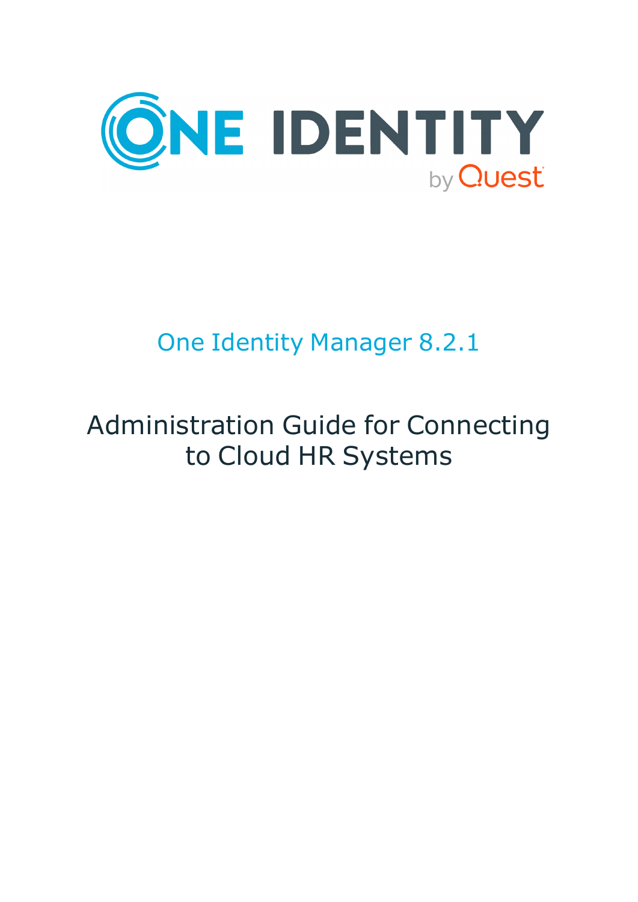# One Identity Manager 8.2.1

## Administration Guide for Connecting to Cloud HR Systems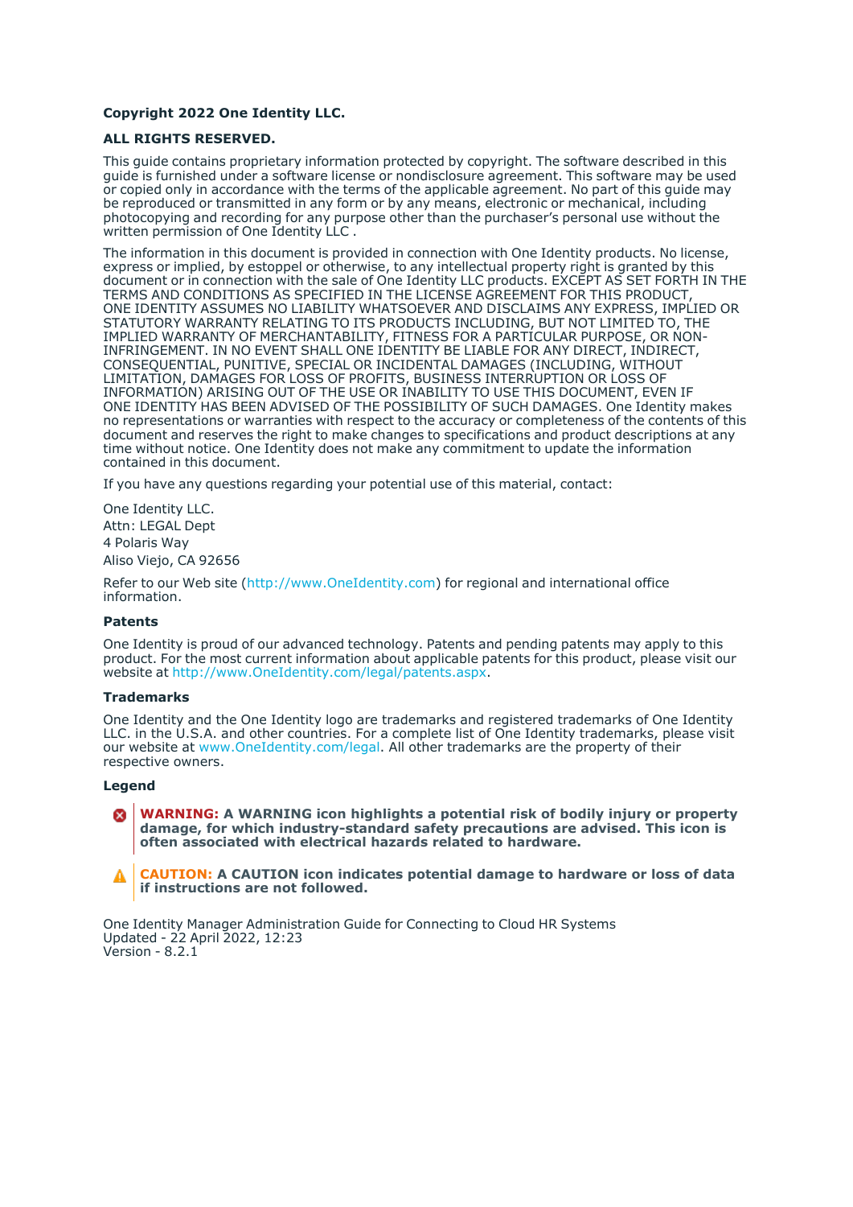**Copyright 2022 One Identity LLC.**

**ALL RIGHTS RESERVED.**

This guide contains proprietary information protected by copyright. The software described in this guide is furnished under a software license or nondisclosure agreement. This software may be used or copied only in accordance with the terms of the applicable agreement. No part of this guide may be reproduced or transmitted in any form or by any means, electronic or mechanical, including photocopying and recording for any purpose other than the purchaser's personal use without the written permission of One Identity LLC .

The information in this document is provided in connection with One Identity products. No license, express or implied, by estoppel or otherwise, to any intellectual property right is granted by this document or in connection with the sale of One Identity LLC products. EXCEPT AS SET FORTH IN THE TERMS AND CONDITIONS AS SPECIFIED IN THE LICENSE AGREEMENT FOR THIS PRODUCT, ONE IDENTITY ASSUMES NO LIABILITY WHATSOEVER AND DISCLAIMS ANY EXPRESS, IMPLIED OR STATUTORY WARRANTY RELATING TO ITS PRODUCTS INCLUDING, BUT NOT LIMITED TO, THE IMPLIED WARRANTY OF MERCHANTABILITY, FITNESS FOR A PARTICULAR PURPOSE, OR NON-INFRINGEMENT. IN NO EVENT SHALL ONE IDENTITY BE LIABLE FOR ANY DIRECT, INDIRECT, CONSEQUENTIAL, PUNITIVE, SPECIAL OR INCIDENTAL DAMAGES (INCLUDING, WITHOUT LIMITATION, DAMAGES FOR LOSS OF PROFITS, BUSINESS INTERRUPTION OR LOSS OF INFORMATION) ARISING OUT OF THE USE OR INABILITY TO USE THIS DOCUMENT, EVEN IF ONE IDENTITY HAS BEEN ADVISED OF THE POSSIBILITY OF SUCH DAMAGES. One Identity makes no representations or warranties with respect to the accuracy or completeness of the contents of this document and reserves the right to make changes to specifications and product descriptions at any time without notice. One Identity does not make any commitment to update the information contained in this document.

If you have any questions regarding your potential use of this material, contact:

One Identity LLC.
Attn: LEGAL Dept
4 Polaris Way
Aliso Viejo, CA 92656

Refer to our Web site (http://www.OneIdentity.com) for regional and international office information.

**Patents**

One Identity is proud of our advanced technology. Patents and pending patents may apply to this product. For the most current information about applicable patents for this product, please visit our website at http://www.OneIdentity.com/legal/patents.aspx.

**Trademarks**

One Identity and the One Identity logo are trademarks and registered trademarks of One Identity LLC. in the U.S.A. and other countries. For a complete list of One Identity trademarks, please visit our website at www.OneIdentity.com/legal. All other trademarks are the property of their respective owners.

**Legend**

**WARNING: A WARNING icon highlights a potential risk of bodily injury or property damage, for which industry-standard safety precautions are advised. This icon is often associated with electrical hazards related to hardware.**

**CAUTION: A CAUTION icon indicates potential damage to hardware or loss of data if instructions are not followed.**

One Identity Manager Administration Guide for Connecting to Cloud HR Systems
Updated - 22 April 2022, 12:23
Version - 8.2.1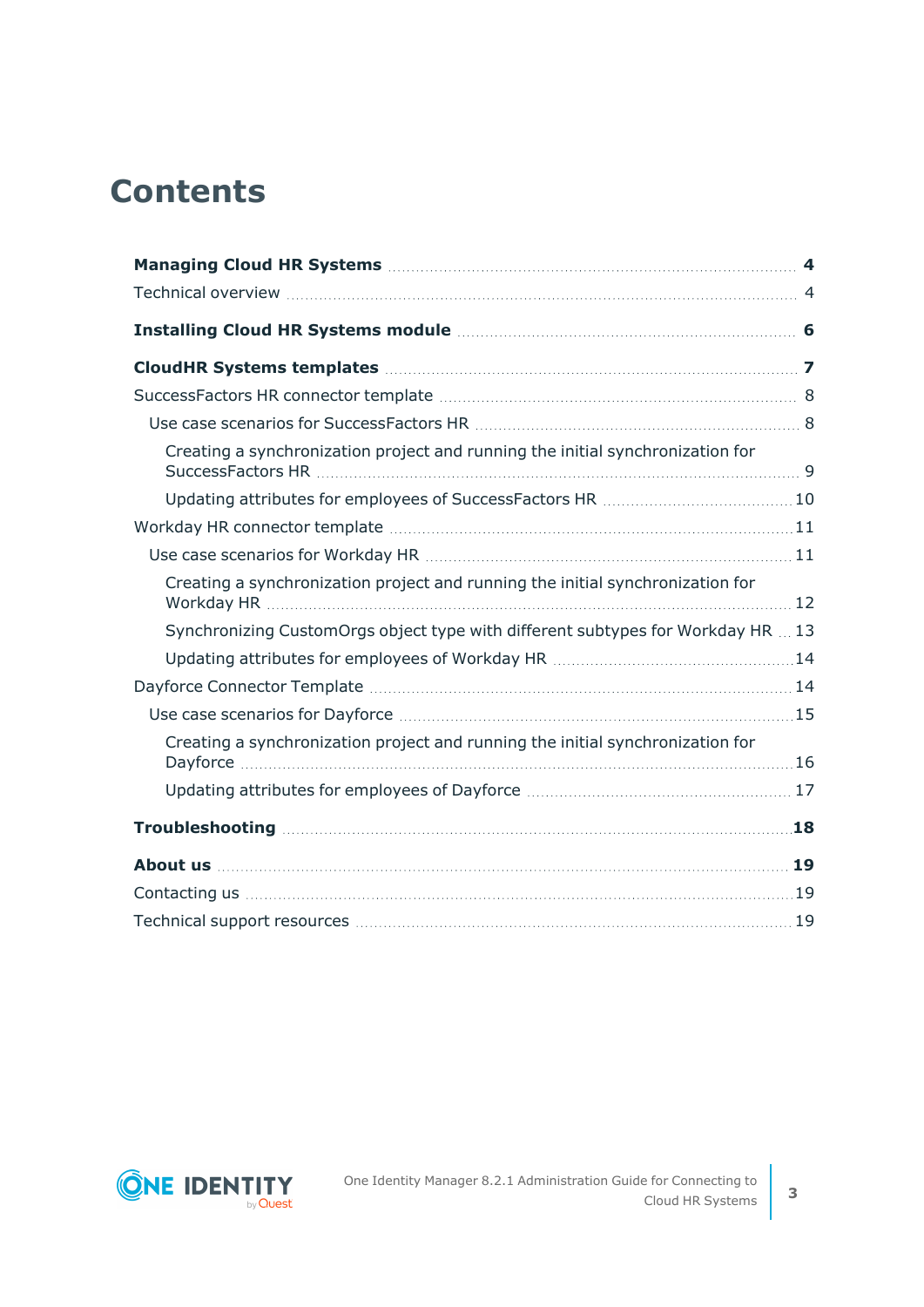# Contents

**Managing Cloud HR Systems** 4

- Technical overview 4

**Installing Cloud HR Systems module** 6

**CloudHR Systems templates** 7

- SuccessFactors HR connector template 8
  - Use case scenarios for SuccessFactors HR 8
    - Creating a synchronization project and running the initial synchronization for SuccessFactors HR 9
    - Updating attributes for employees of SuccessFactors HR 10
- Workday HR connector template 11
  - Use case scenarios for Workday HR 11
    - Creating a synchronization project and running the initial synchronization for Workday HR 12
    - Synchronizing CustomOrgs object type with different subtypes for Workday HR 13
    - Updating attributes for employees of Workday HR 14
- Dayforce Connector Template 14
  - Use case scenarios for Dayforce 15
    - Creating a synchronization project and running the initial synchronization for Dayforce 16
    - Updating attributes for employees of Dayforce 17

**Troubleshooting** 18

**About us** 19

- Contacting us 19
- Technical support resources 19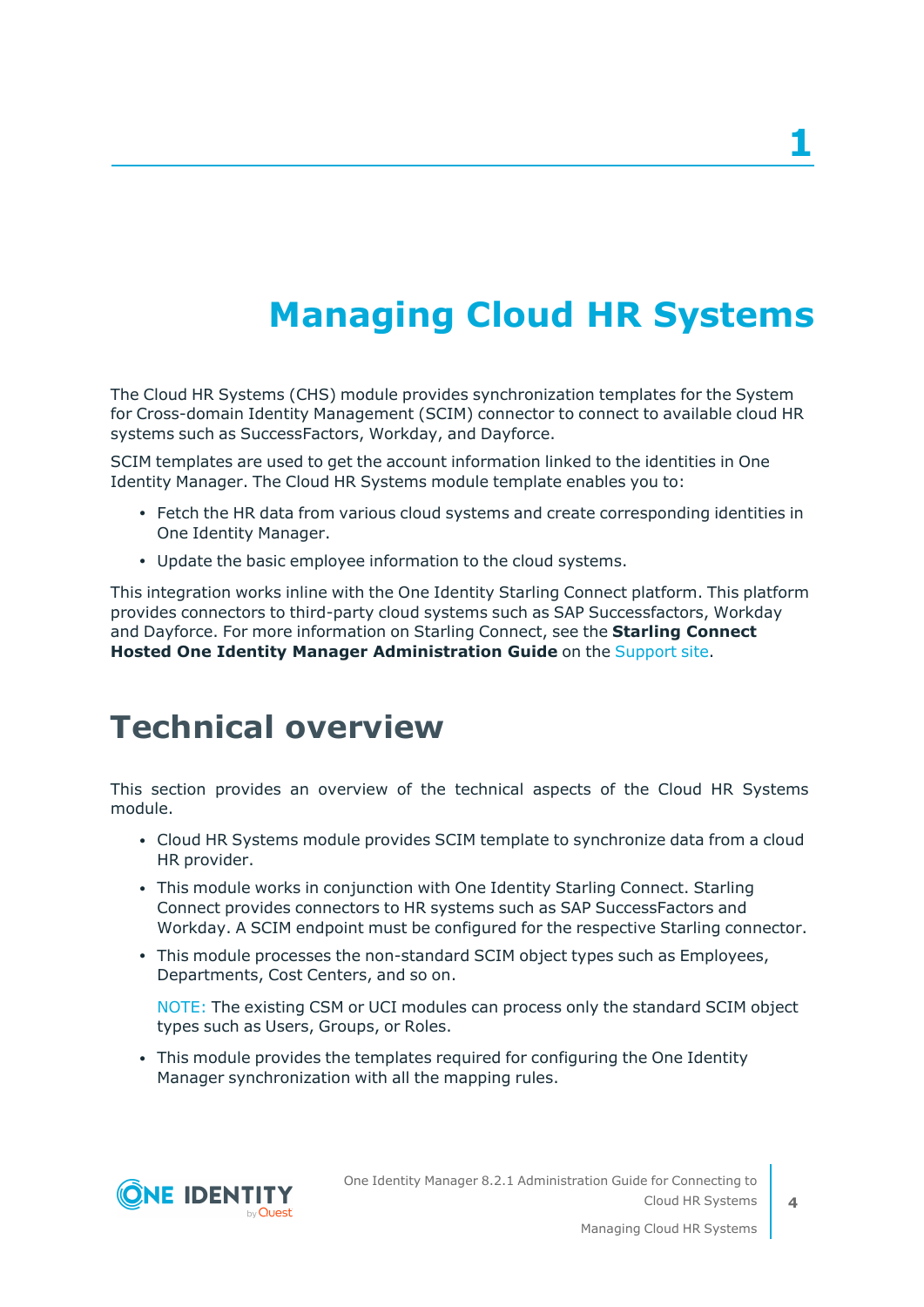# 1 Managing Cloud HR Systems

The Cloud HR Systems (CHS) module provides synchronization templates for the System for Cross-domain Identity Management (SCIM) connector to connect to available cloud HR systems such as SuccessFactors, Workday, and Dayforce.

SCIM templates are used to get the account information linked to the identities in One Identity Manager. The Cloud HR Systems module template enables you to:

- Fetch the HR data from various cloud systems and create corresponding identities in One Identity Manager.
- Update the basic employee information to the cloud systems.

This integration works inline with the One Identity Starling Connect platform. This platform provides connectors to third-party cloud systems such as SAP Successfactors, Workday and Dayforce. For more information on Starling Connect, see the **Starling Connect Hosted One Identity Manager Administration Guide** on the Support site.

## Technical overview

This section provides an overview of the technical aspects of the Cloud HR Systems module.

- Cloud HR Systems module provides SCIM template to synchronize data from a cloud HR provider.
- This module works in conjunction with One Identity Starling Connect. Starling Connect provides connectors to HR systems such as SAP SuccessFactors and Workday. A SCIM endpoint must be configured for the respective Starling connector.
- This module processes the non-standard SCIM object types such as Employees, Departments, Cost Centers, and so on.

  NOTE: The existing CSM or UCI modules can process only the standard SCIM object types such as Users, Groups, or Roles.

- This module provides the templates required for configuring the One Identity Manager synchronization with all the mapping rules.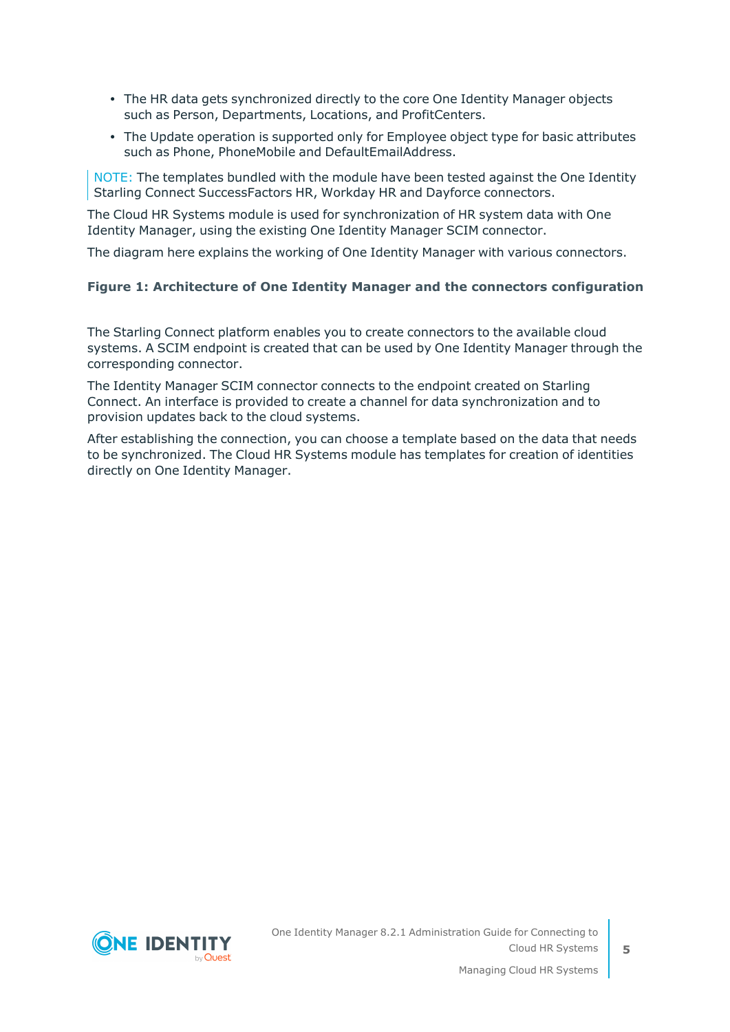- The HR data gets synchronized directly to the core One Identity Manager objects such as Person, Departments, Locations, and ProfitCenters.
- The Update operation is supported only for Employee object type for basic attributes such as Phone, PhoneMobile and DefaultEmailAddress.

> NOTE: The templates bundled with the module have been tested against the One Identity Starling Connect SuccessFactors HR, Workday HR and Dayforce connectors.

The Cloud HR Systems module is used for synchronization of HR system data with One Identity Manager, using the existing One Identity Manager SCIM connector.

The diagram here explains the working of One Identity Manager with various connectors.

**Figure 1: Architecture of One Identity Manager and the connectors configuration**

The Starling Connect platform enables you to create connectors to the available cloud systems. A SCIM endpoint is created that can be used by One Identity Manager through the corresponding connector.

The Identity Manager SCIM connector connects to the endpoint created on Starling Connect. An interface is provided to create a channel for data synchronization and to provision updates back to the cloud systems.

After establishing the connection, you can choose a template based on the data that needs to be synchronized. The Cloud HR Systems module has templates for creation of identities directly on One Identity Manager.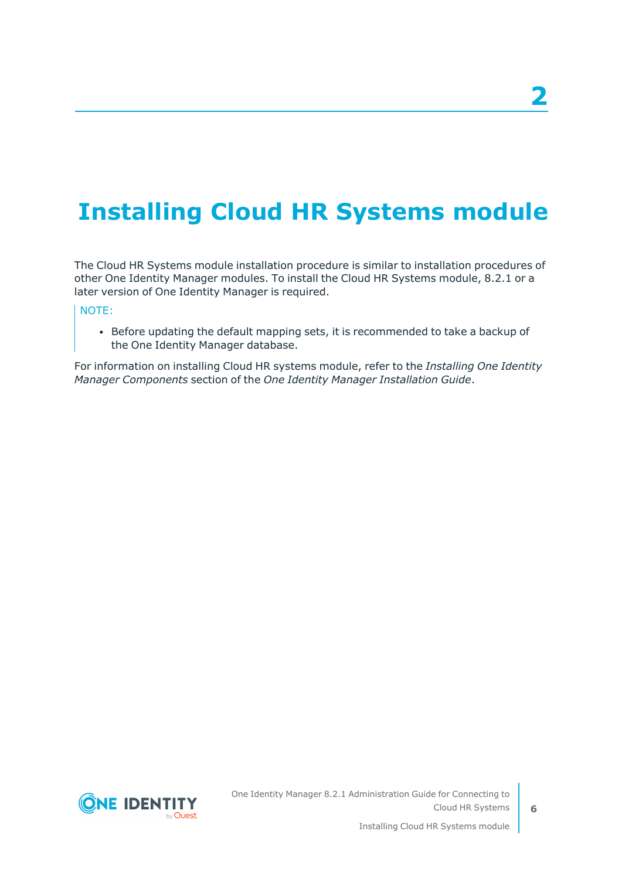# 2

# Installing Cloud HR Systems module

The Cloud HR Systems module installation procedure is similar to installation procedures of other One Identity Manager modules. To install the Cloud HR Systems module, 8.2.1 or a later version of One Identity Manager is required.

NOTE:

- Before updating the default mapping sets, it is recommended to take a backup of the One Identity Manager database.

For information on installing Cloud HR systems module, refer to the *Installing One Identity Manager Components* section of the *One Identity Manager Installation Guide*.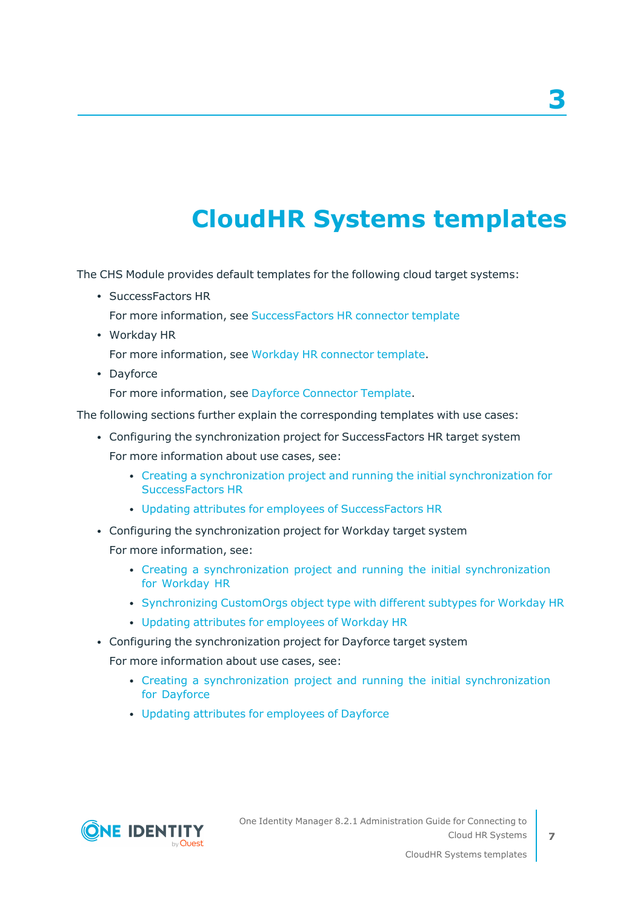# 3 CloudHR Systems templates

The CHS Module provides default templates for the following cloud target systems:

- SuccessFactors HR

  For more information, see SuccessFactors HR connector template

- Workday HR

  For more information, see Workday HR connector template.

- Dayforce

  For more information, see Dayforce Connector Template.

The following sections further explain the corresponding templates with use cases:

- Configuring the synchronization project for SuccessFactors HR target system

  For more information about use cases, see:

  - Creating a synchronization project and running the initial synchronization for SuccessFactors HR
  - Updating attributes for employees of SuccessFactors HR

- Configuring the synchronization project for Workday target system

  For more information, see:

  - Creating a synchronization project and running the initial synchronization for Workday HR
  - Synchronizing CustomOrgs object type with different subtypes for Workday HR
  - Updating attributes for employees of Workday HR

- Configuring the synchronization project for Dayforce target system

  For more information about use cases, see:

  - Creating a synchronization project and running the initial synchronization for Dayforce
  - Updating attributes for employees of Dayforce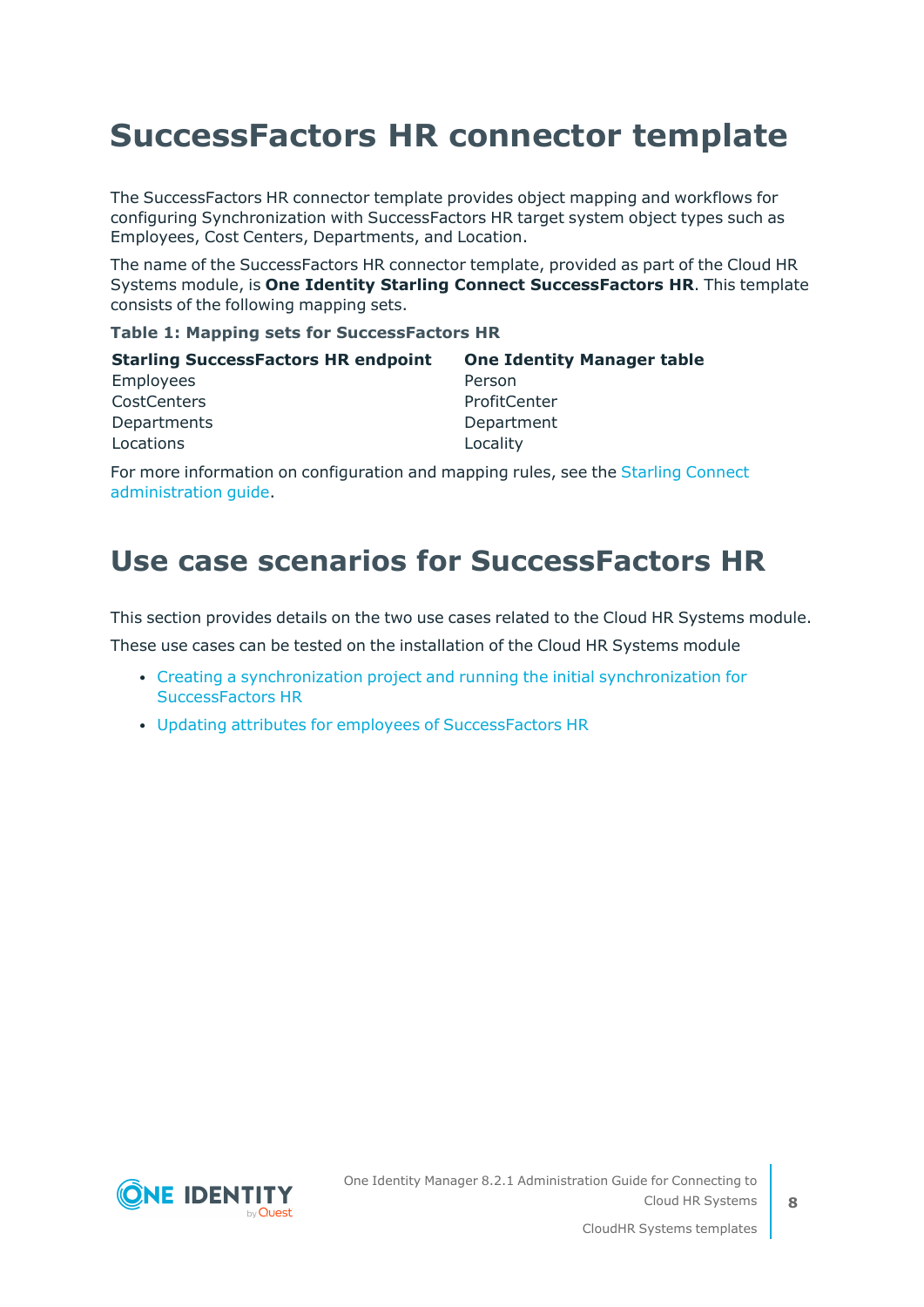# SuccessFactors HR connector template

The SuccessFactors HR connector template provides object mapping and workflows for configuring Synchronization with SuccessFactors HR target system object types such as Employees, Cost Centers, Departments, and Location.

The name of the SuccessFactors HR connector template, provided as part of the Cloud HR Systems module, is **One Identity Starling Connect SuccessFactors HR**. This template consists of the following mapping sets.

**Table 1: Mapping sets for SuccessFactors HR**

| Starling SuccessFactors HR endpoint | One Identity Manager table |
|---|---|
| Employees | Person |
| CostCenters | ProfitCenter |
| Departments | Department |
| Locations | Locality |

For more information on configuration and mapping rules, see the Starling Connect administration guide.

# Use case scenarios for SuccessFactors HR

This section provides details on the two use cases related to the Cloud HR Systems module.

These use cases can be tested on the installation of the Cloud HR Systems module

- Creating a synchronization project and running the initial synchronization for SuccessFactors HR
- Updating attributes for employees of SuccessFactors HR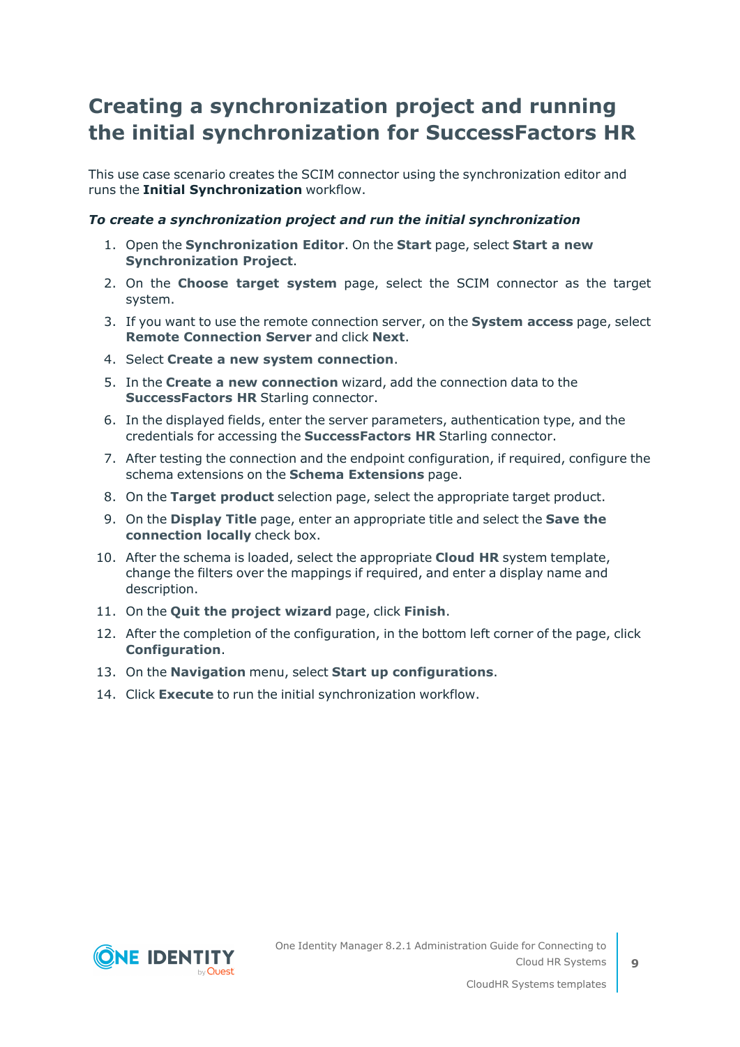# Creating a synchronization project and running the initial synchronization for SuccessFactors HR

This use case scenario creates the SCIM connector using the synchronization editor and runs the **Initial Synchronization** workflow.

***To create a synchronization project and run the initial synchronization***

1. Open the **Synchronization Editor**. On the **Start** page, select **Start a new Synchronization Project**.
2. On the **Choose target system** page, select the SCIM connector as the target system.
3. If you want to use the remote connection server, on the **System access** page, select **Remote Connection Server** and click **Next**.
4. Select **Create a new system connection**.
5. In the **Create a new connection** wizard, add the connection data to the **SuccessFactors HR** Starling connector.
6. In the displayed fields, enter the server parameters, authentication type, and the credentials for accessing the **SuccessFactors HR** Starling connector.
7. After testing the connection and the endpoint configuration, if required, configure the schema extensions on the **Schema Extensions** page.
8. On the **Target product** selection page, select the appropriate target product.
9. On the **Display Title** page, enter an appropriate title and select the **Save the connection locally** check box.
10. After the schema is loaded, select the appropriate **Cloud HR** system template, change the filters over the mappings if required, and enter a display name and description.
11. On the **Quit the project wizard** page, click **Finish**.
12. After the completion of the configuration, in the bottom left corner of the page, click **Configuration**.
13. On the **Navigation** menu, select **Start up configurations**.
14. Click **Execute** to run the initial synchronization workflow.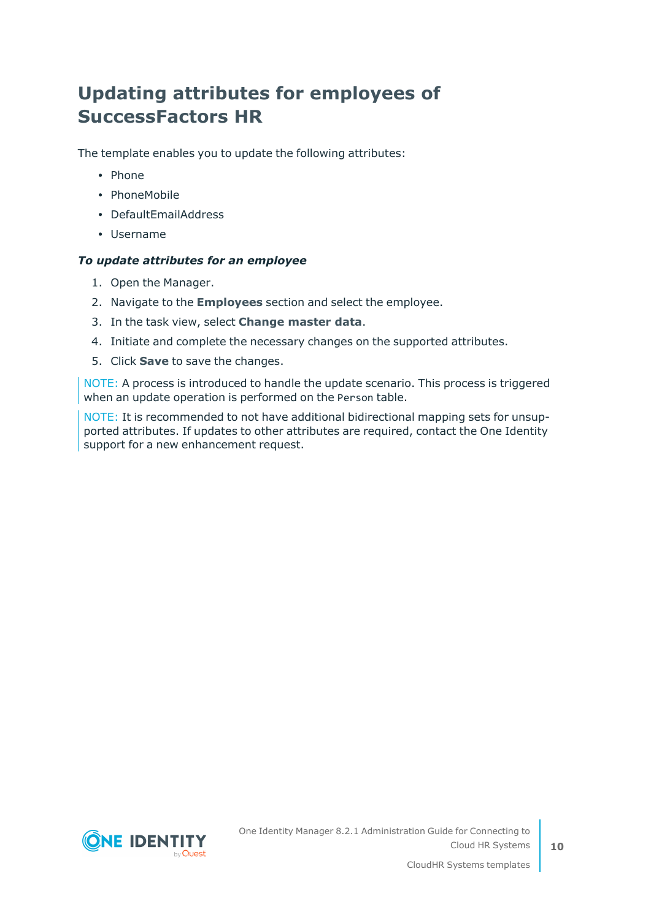# Updating attributes for employees of SuccessFactors HR

The template enables you to update the following attributes:

- Phone
- PhoneMobile
- DefaultEmailAddress
- Username

***To update attributes for an employee***

1. Open the Manager.
2. Navigate to the **Employees** section and select the employee.
3. In the task view, select **Change master data**.
4. Initiate and complete the necessary changes on the supported attributes.
5. Click **Save** to save the changes.

NOTE: A process is introduced to handle the update scenario. This process is triggered when an update operation is performed on the `Person` table.

NOTE: It is recommended to not have additional bidirectional mapping sets for unsupported attributes. If updates to other attributes are required, contact the One Identity support for a new enhancement request.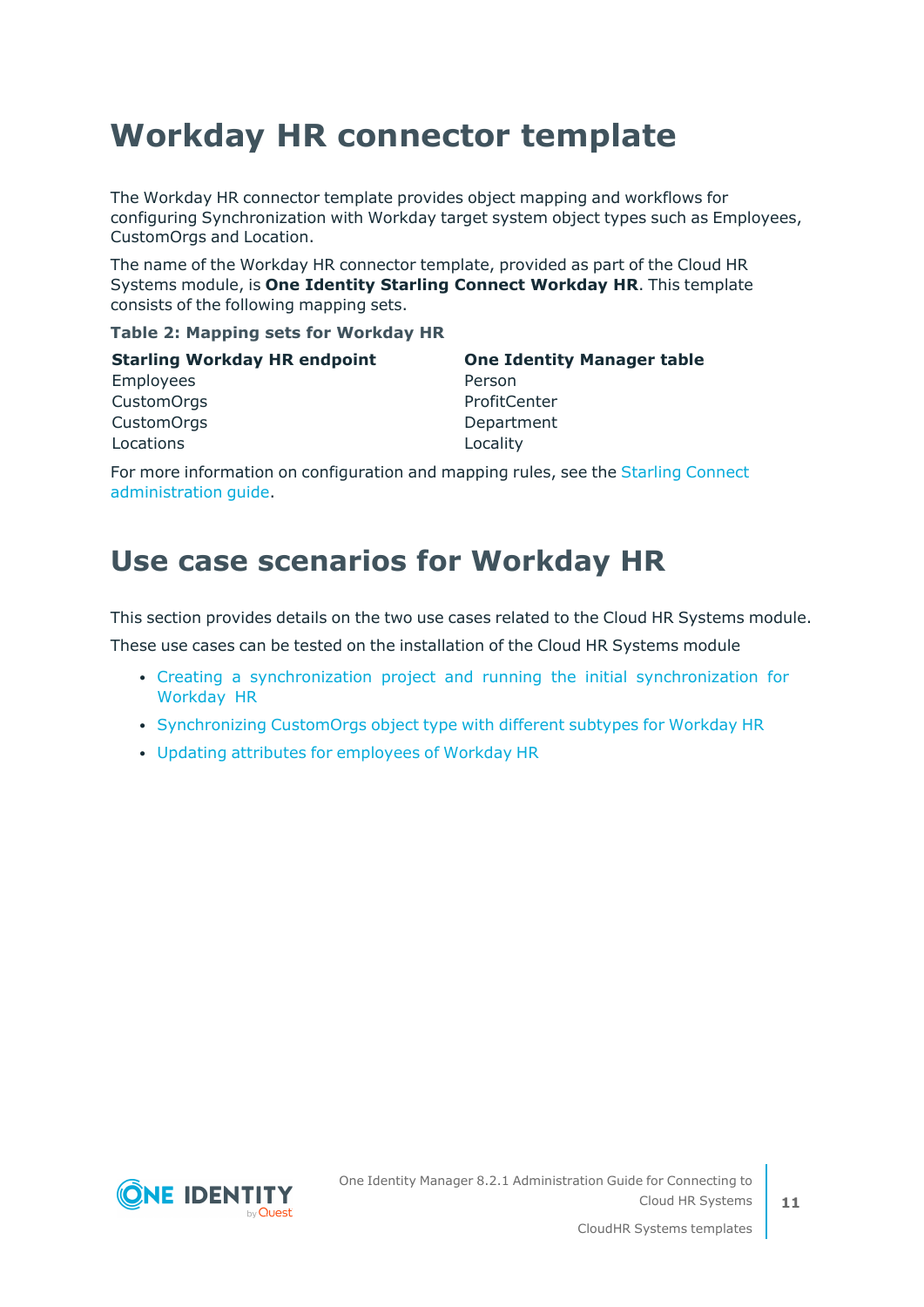# Workday HR connector template

The Workday HR connector template provides object mapping and workflows for configuring Synchronization with Workday target system object types such as Employees, CustomOrgs and Location.

The name of the Workday HR connector template, provided as part of the Cloud HR Systems module, is **One Identity Starling Connect Workday HR**. This template consists of the following mapping sets.

**Table 2: Mapping sets for Workday HR**

| Starling Workday HR endpoint | One Identity Manager table |
|---|---|
| Employees | Person |
| CustomOrgs | ProfitCenter |
| CustomOrgs | Department |
| Locations | Locality |

For more information on configuration and mapping rules, see the Starling Connect administration guide.

# Use case scenarios for Workday HR

This section provides details on the two use cases related to the Cloud HR Systems module.

These use cases can be tested on the installation of the Cloud HR Systems module

- Creating a synchronization project and running the initial synchronization for Workday HR
- Synchronizing CustomOrgs object type with different subtypes for Workday HR
- Updating attributes for employees of Workday HR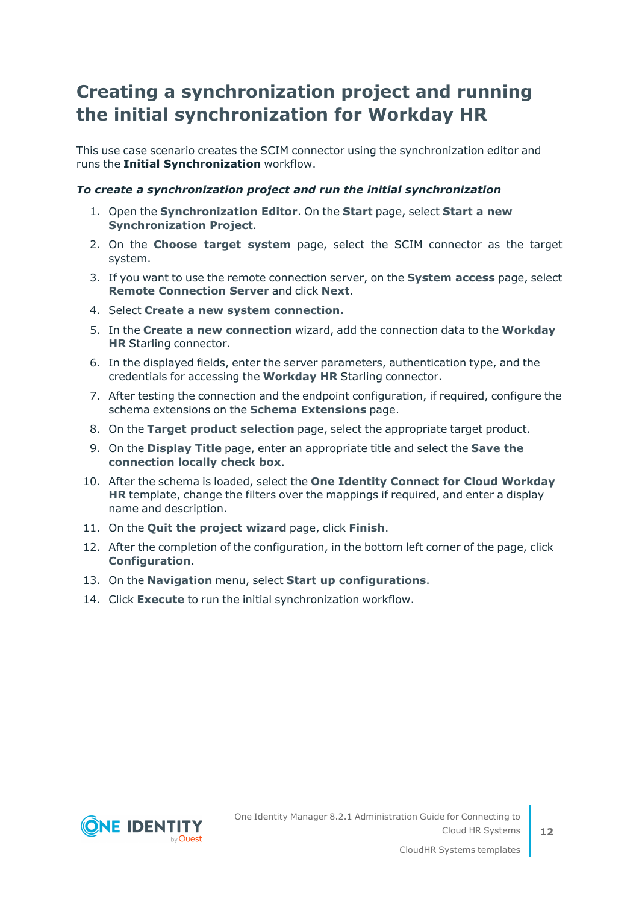# Creating a synchronization project and running the initial synchronization for Workday HR

This use case scenario creates the SCIM connector using the synchronization editor and runs the **Initial Synchronization** workflow.

***To create a synchronization project and run the initial synchronization***

1. Open the **Synchronization Editor**. On the **Start** page, select **Start a new Synchronization Project**.
2. On the **Choose target system** page, select the SCIM connector as the target system.
3. If you want to use the remote connection server, on the **System access** page, select **Remote Connection Server** and click **Next**.
4. Select **Create a new system connection.**
5. In the **Create a new connection** wizard, add the connection data to the **Workday HR** Starling connector.
6. In the displayed fields, enter the server parameters, authentication type, and the credentials for accessing the **Workday HR** Starling connector.
7. After testing the connection and the endpoint configuration, if required, configure the schema extensions on the **Schema Extensions** page.
8. On the **Target product selection** page, select the appropriate target product.
9. On the **Display Title** page, enter an appropriate title and select the **Save the connection locally check box**.
10. After the schema is loaded, select the **One Identity Connect for Cloud Workday HR** template, change the filters over the mappings if required, and enter a display name and description.
11. On the **Quit the project wizard** page, click **Finish**.
12. After the completion of the configuration, in the bottom left corner of the page, click **Configuration**.
13. On the **Navigation** menu, select **Start up configurations**.
14. Click **Execute** to run the initial synchronization workflow.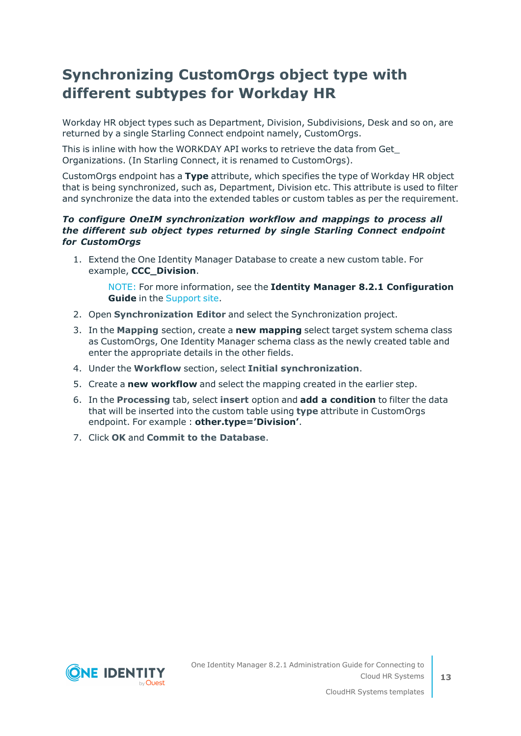# Synchronizing CustomOrgs object type with different subtypes for Workday HR

Workday HR object types such as Department, Division, Subdivisions, Desk and so on, are returned by a single Starling Connect endpoint namely, CustomOrgs.

This is inline with how the WORKDAY API works to retrieve the data from Get_Organizations. (In Starling Connect, it is renamed to CustomOrgs).

CustomOrgs endpoint has a **Type** attribute, which specifies the type of Workday HR object that is being synchronized, such as, Department, Division etc. This attribute is used to filter and synchronize the data into the extended tables or custom tables as per the requirement.

***To configure OneIM synchronization workflow and mappings to process all the different sub object types returned by single Starling Connect endpoint for CustomOrgs***

1. Extend the One Identity Manager Database to create a new custom table. For example, **CCC_Division**.

   NOTE: For more information, see the **Identity Manager 8.2.1 Configuration Guide** in the Support site.

2. Open **Synchronization Editor** and select the Synchronization project.
3. In the **Mapping** section, create a **new mapping** select target system schema class as CustomOrgs, One Identity Manager schema class as the newly created table and enter the appropriate details in the other fields.
4. Under the **Workflow** section, select **Initial synchronization**.
5. Create a **new workflow** and select the mapping created in the earlier step.
6. In the **Processing** tab, select **insert** option and **add a condition** to filter the data that will be inserted into the custom table using **type** attribute in CustomOrgs endpoint. For example : **other.type='Division'**.
7. Click **OK** and **Commit to the Database**.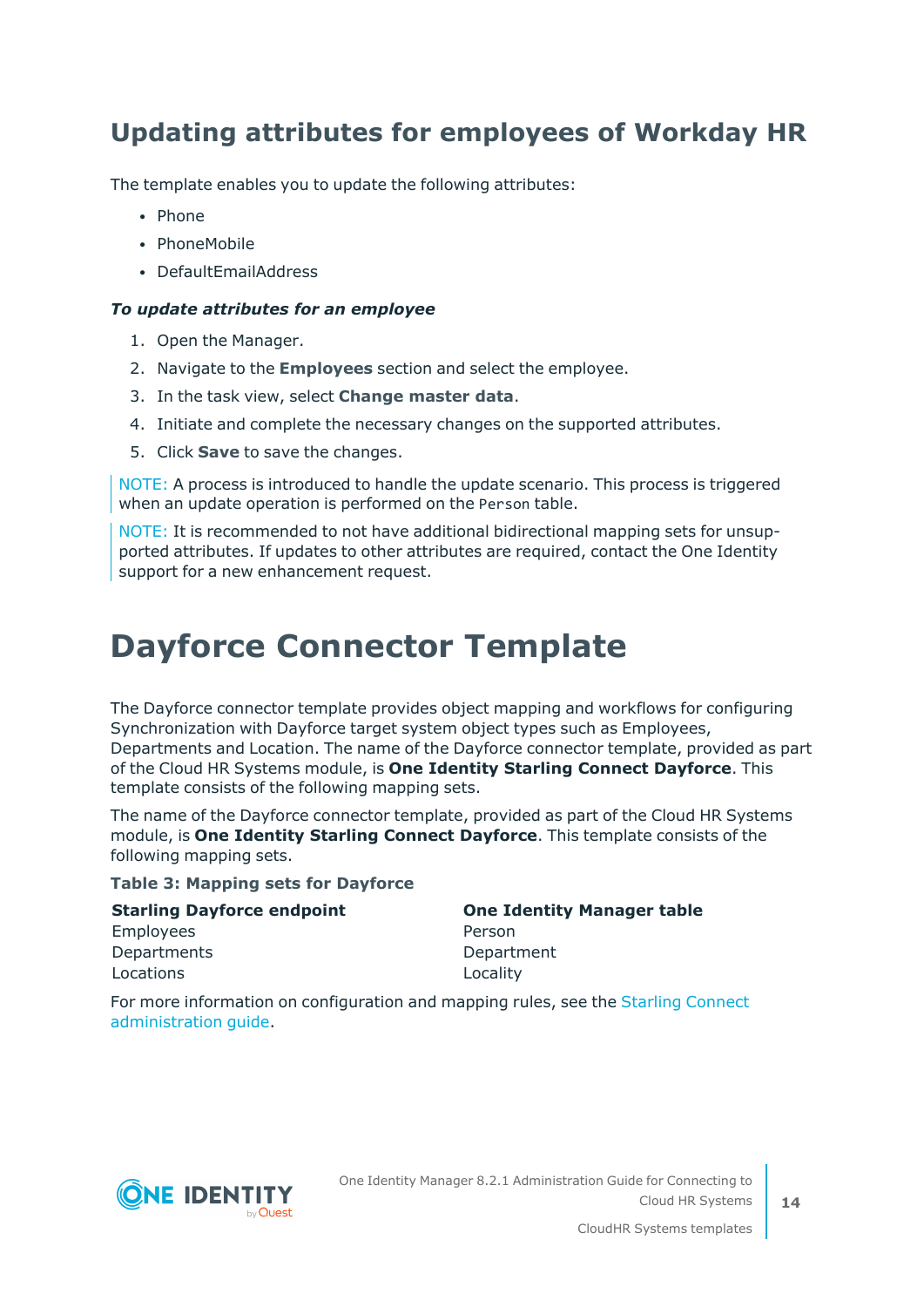## Updating attributes for employees of Workday HR

The template enables you to update the following attributes:

- Phone
- PhoneMobile
- DefaultEmailAddress

***To update attributes for an employee***

1. Open the Manager.
2. Navigate to the **Employees** section and select the employee.
3. In the task view, select **Change master data**.
4. Initiate and complete the necessary changes on the supported attributes.
5. Click **Save** to save the changes.

> NOTE: A process is introduced to handle the update scenario. This process is triggered when an update operation is performed on the `Person` table.

> NOTE: It is recommended to not have additional bidirectional mapping sets for unsupported attributes. If updates to other attributes are required, contact the One Identity support for a new enhancement request.

# Dayforce Connector Template

The Dayforce connector template provides object mapping and workflows for configuring Synchronization with Dayforce target system object types such as Employees, Departments and Location. The name of the Dayforce connector template, provided as part of the Cloud HR Systems module, is **One Identity Starling Connect Dayforce**. This template consists of the following mapping sets.

The name of the Dayforce connector template, provided as part of the Cloud HR Systems module, is **One Identity Starling Connect Dayforce**. This template consists of the following mapping sets.

**Table 3: Mapping sets for Dayforce**

| Starling Dayforce endpoint | One Identity Manager table |
|---|---|
| Employees | Person |
| Departments | Department |
| Locations | Locality |

For more information on configuration and mapping rules, see the Starling Connect administration guide.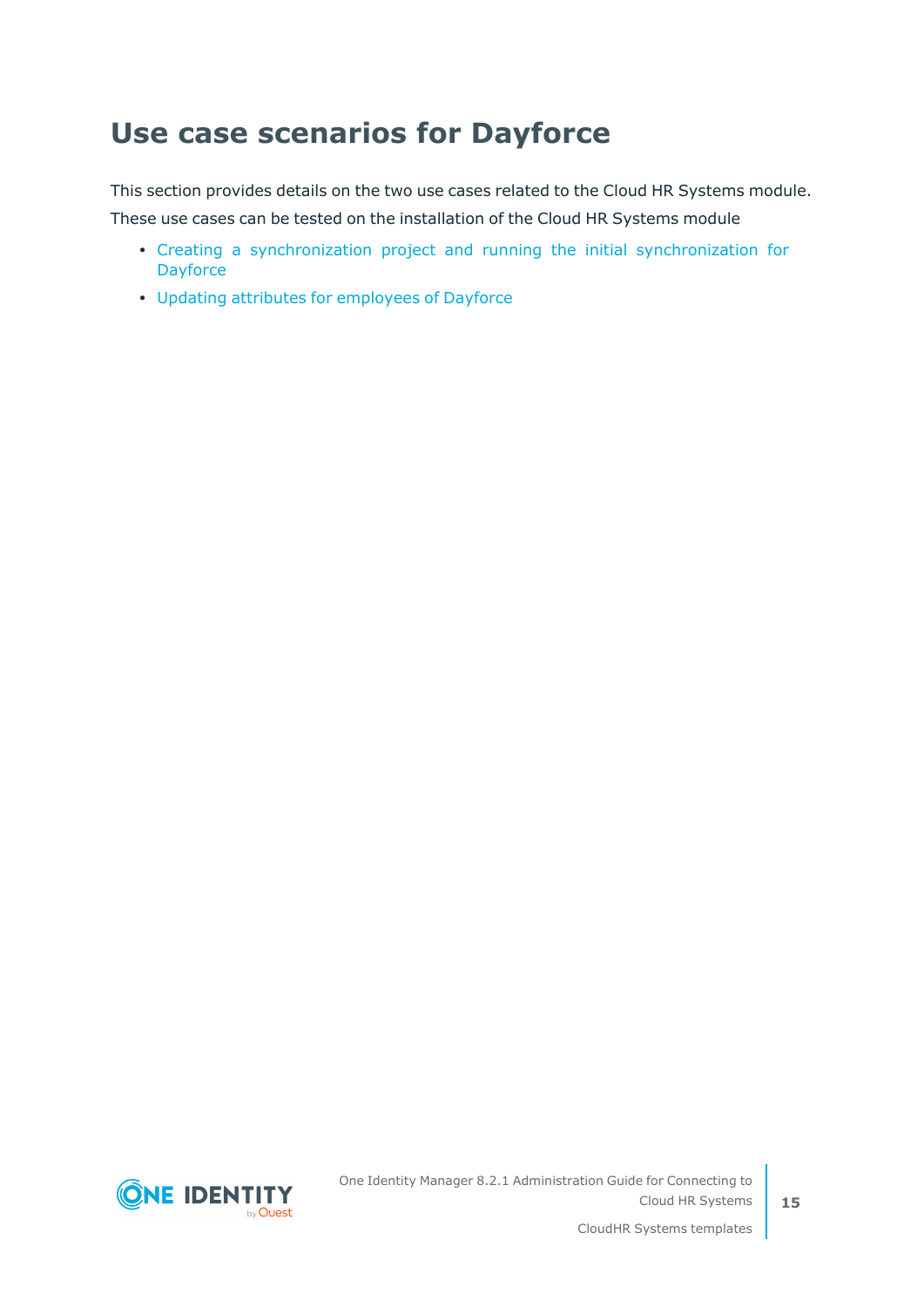# Use case scenarios for Dayforce

This section provides details on the two use cases related to the Cloud HR Systems module.

These use cases can be tested on the installation of the Cloud HR Systems module

- Creating a synchronization project and running the initial synchronization for Dayforce
- Updating attributes for employees of Dayforce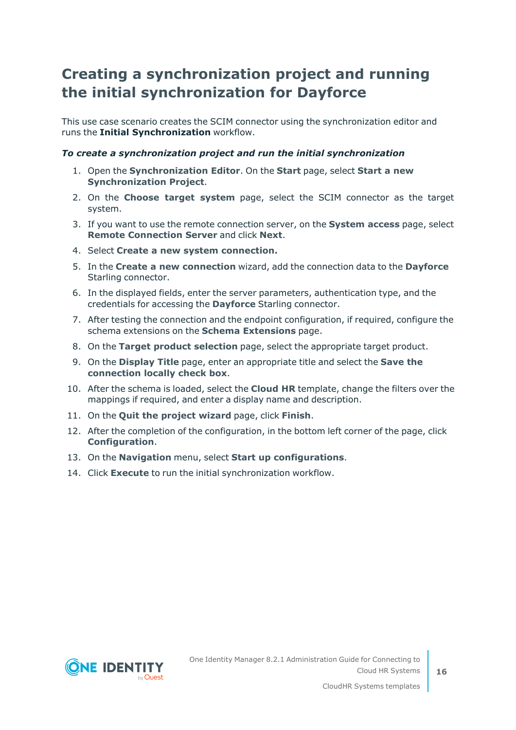# Creating a synchronization project and running the initial synchronization for Dayforce

This use case scenario creates the SCIM connector using the synchronization editor and runs the **Initial Synchronization** workflow.

***To create a synchronization project and run the initial synchronization***

1. Open the **Synchronization Editor**. On the **Start** page, select **Start a new Synchronization Project**.
2. On the **Choose target system** page, select the SCIM connector as the target system.
3. If you want to use the remote connection server, on the **System access** page, select **Remote Connection Server** and click **Next**.
4. Select **Create a new system connection.**
5. In the **Create a new connection** wizard, add the connection data to the **Dayforce** Starling connector.
6. In the displayed fields, enter the server parameters, authentication type, and the credentials for accessing the **Dayforce** Starling connector.
7. After testing the connection and the endpoint configuration, if required, configure the schema extensions on the **Schema Extensions** page.
8. On the **Target product selection** page, select the appropriate target product.
9. On the **Display Title** page, enter an appropriate title and select the **Save the connection locally check box**.
10. After the schema is loaded, select the **Cloud HR** template, change the filters over the mappings if required, and enter a display name and description.
11. On the **Quit the project wizard** page, click **Finish**.
12. After the completion of the configuration, in the bottom left corner of the page, click **Configuration**.
13. On the **Navigation** menu, select **Start up configurations**.
14. Click **Execute** to run the initial synchronization workflow.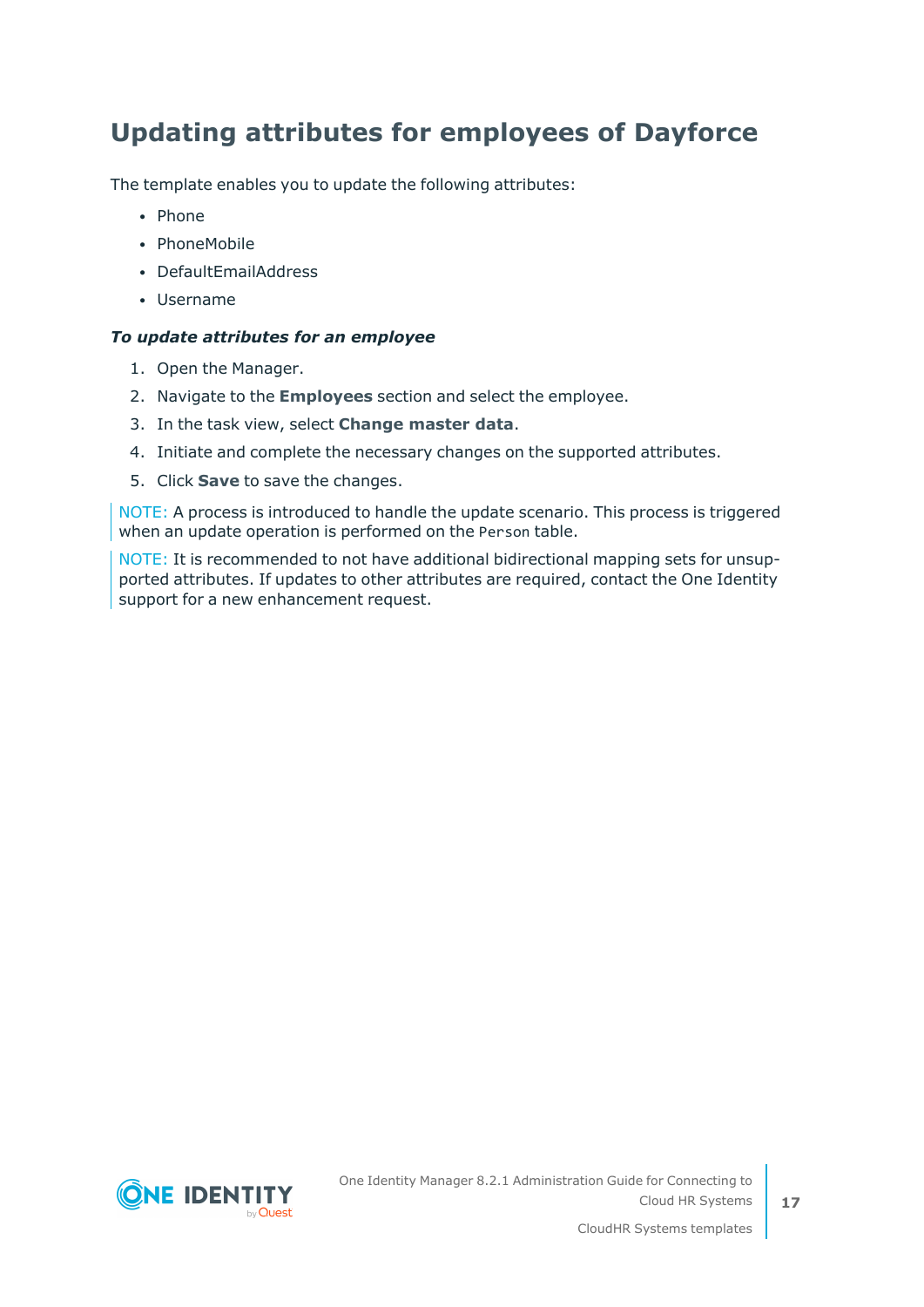# Updating attributes for employees of Dayforce

The template enables you to update the following attributes:

- Phone
- PhoneMobile
- DefaultEmailAddress
- Username

***To update attributes for an employee***

1. Open the Manager.
2. Navigate to the **Employees** section and select the employee.
3. In the task view, select **Change master data**.
4. Initiate and complete the necessary changes on the supported attributes.
5. Click **Save** to save the changes.

NOTE: A process is introduced to handle the update scenario. This process is triggered when an update operation is performed on the `Person` table.

NOTE: It is recommended to not have additional bidirectional mapping sets for unsupported attributes. If updates to other attributes are required, contact the One Identity support for a new enhancement request.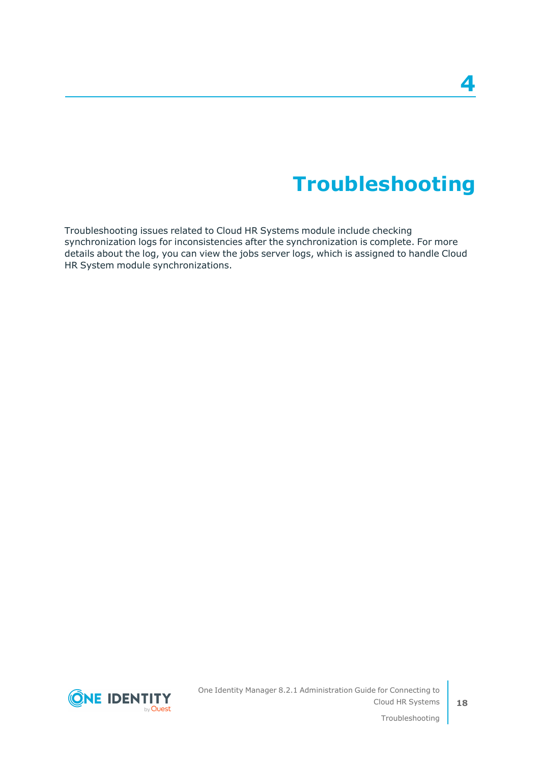# 4

# Troubleshooting

Troubleshooting issues related to Cloud HR Systems module include checking synchronization logs for inconsistencies after the synchronization is complete. For more details about the log, you can view the jobs server logs, which is assigned to handle Cloud HR System module synchronizations.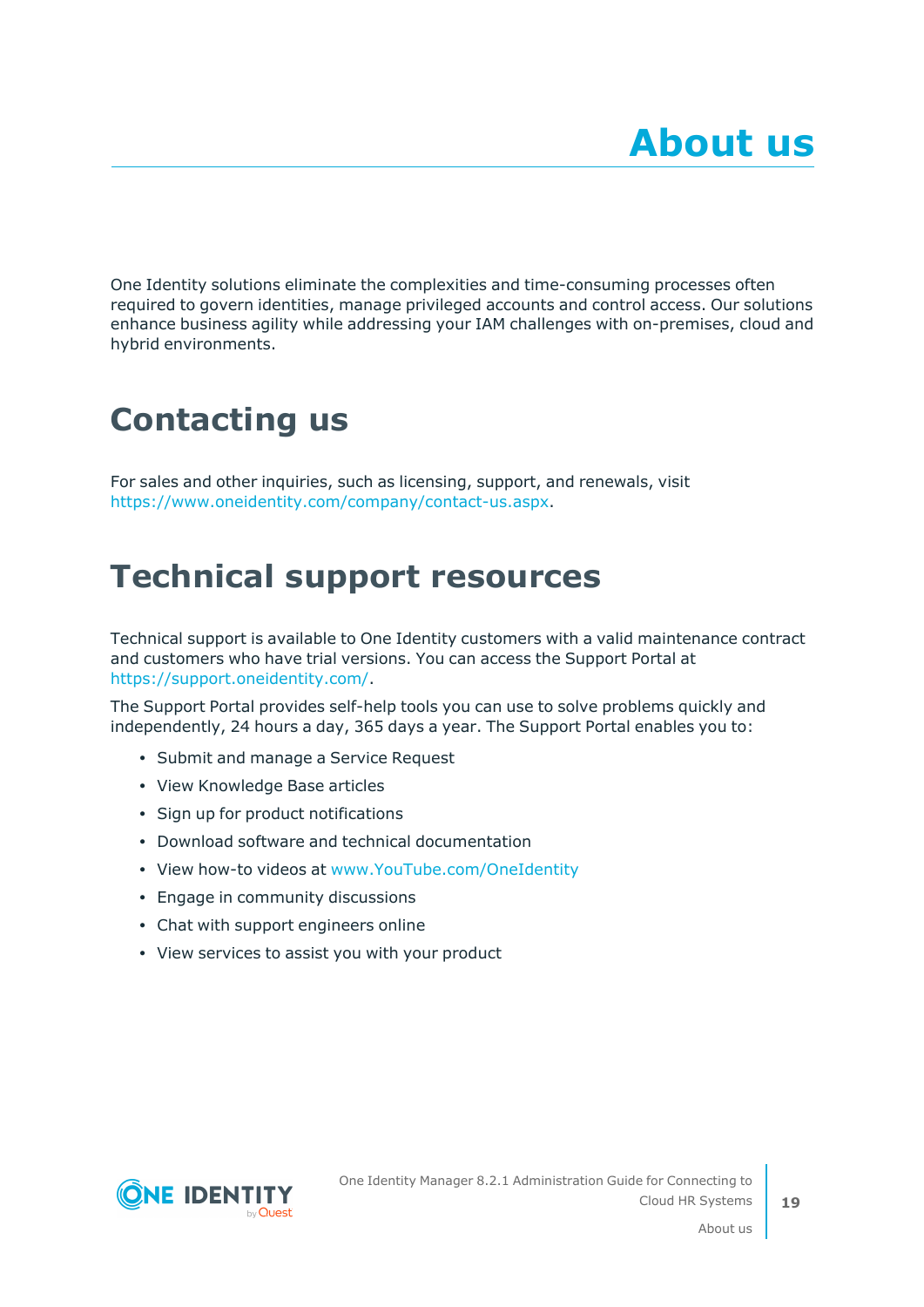# About us

One Identity solutions eliminate the complexities and time-consuming processes often required to govern identities, manage privileged accounts and control access. Our solutions enhance business agility while addressing your IAM challenges with on-premises, cloud and hybrid environments.

## Contacting us

For sales and other inquiries, such as licensing, support, and renewals, visit https://www.oneidentity.com/company/contact-us.aspx.

## Technical support resources

Technical support is available to One Identity customers with a valid maintenance contract and customers who have trial versions. You can access the Support Portal at https://support.oneidentity.com/.

The Support Portal provides self-help tools you can use to solve problems quickly and independently, 24 hours a day, 365 days a year. The Support Portal enables you to:

- Submit and manage a Service Request
- View Knowledge Base articles
- Sign up for product notifications
- Download software and technical documentation
- View how-to videos at www.YouTube.com/OneIdentity
- Engage in community discussions
- Chat with support engineers online
- View services to assist you with your product